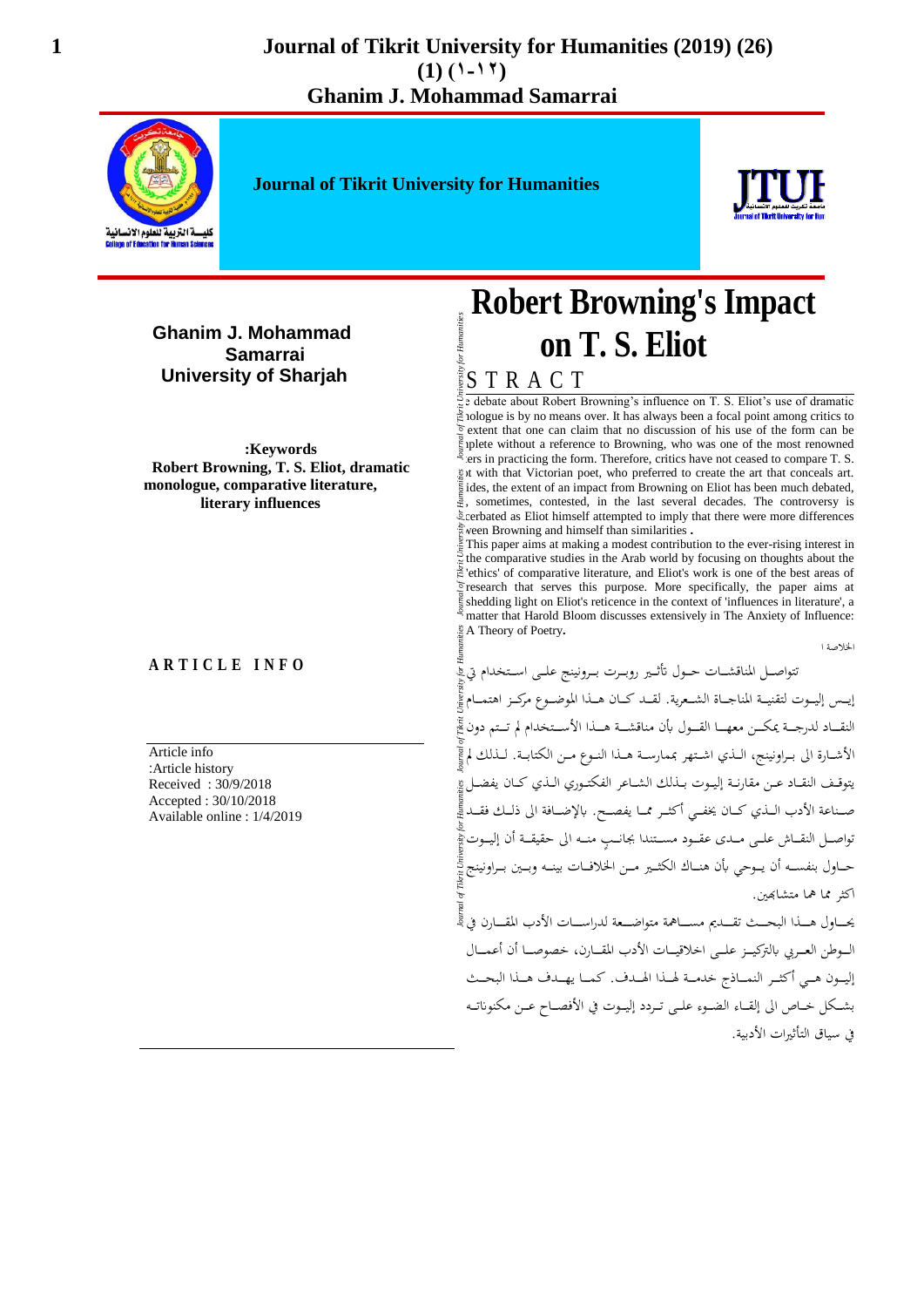# Robert Browning's Impact on T. S. Eliot

**Ghanim J. Mohammad Samarrai**
**University of Sharjah**

**:Keywords**
**Robert Browning, T. S. Eliot, dramatic monologue, comparative literature, literary influences**

**ARTICLE INFO**

Article info
:Article history
Received : 30/9/2018
Accepted : 30/10/2018
Available online : 1/4/2019

## ABSTRACT

The debate about Robert Browning's influence on T. S. Eliot's use of dramatic monologue is by no means over. It has always been a focal point among critics to the extent that one can claim that no discussion of his use of the form can be complete without a reference to Browning, who was one of the most renowned writers in practicing the form. Therefore, critics have not ceased to compare T. S. Eliot with that Victorian poet, who preferred to create the art that conceals art. Besides, the extent of an impact from Browning on Eliot has been much debated, and, sometimes, contested, in the last several decades. The controversy is exacerbated as Eliot himself attempted to imply that there were more differences between Browning and himself than similarities .

This paper aims at making a modest contribution to the ever-rising interest in the comparative studies in the Arab world by focusing on thoughts about the 'ethics' of comparative literature, and Eliot's work is one of the best areas of research that serves this purpose. More specifically, the paper aims at shedding light on Eliot's reticence in the context of 'influences in literature', a matter that Harold Bloom discusses extensively in The Anxiety of Influence: A Theory of Poetry.

الخلاصة :

تتواصل المناقشات حول تأثير روبرت براونينج على استخدام تي إيس إليوت لتقنية المناجاة الشعرية. لقد كان هذا الموضوع مركز اهتمام النقاد لدرجة يمكن معها القول بأن مناقشة هذا الأستخدام لم تتم دون الأشارة الى براونينج، الذي اشتهر بممارسة هذا النوع من الكتابة. لذلك لم يتوقف النقاد عن مقارنة إليوت بذلك الشاعر الفكتوري الذي كان يفضل صناعة الأدب الذي كان يخفي أكثر مما يفصح. بالإضافة الى ذلك فقد تواصل النقاش على مدى عقود مستندا بجانبٍ منه الى حقيقة أن إليوت حاول بنفسه أن يوحي بأن هناك الكثير من الخلافات بينه وبين براونينج اكثر مما هما متشابهين.

يحاول هذا البحث تقديم مساهمة متواضعة لدراسات الأدب المقارن في الوطن العربي بالتركيز على اخلاقيات الأدب المقارن، خصوصا أن أعمال إليوت هي أكثر النماذج خدمة لهذا الهدف. كما يهدف هذا البحث بشكل خاص الى إلقاء الضوء على تردد إليوت في الأفصاح عن مكنوناته في سياق التأثيرات الأدبية.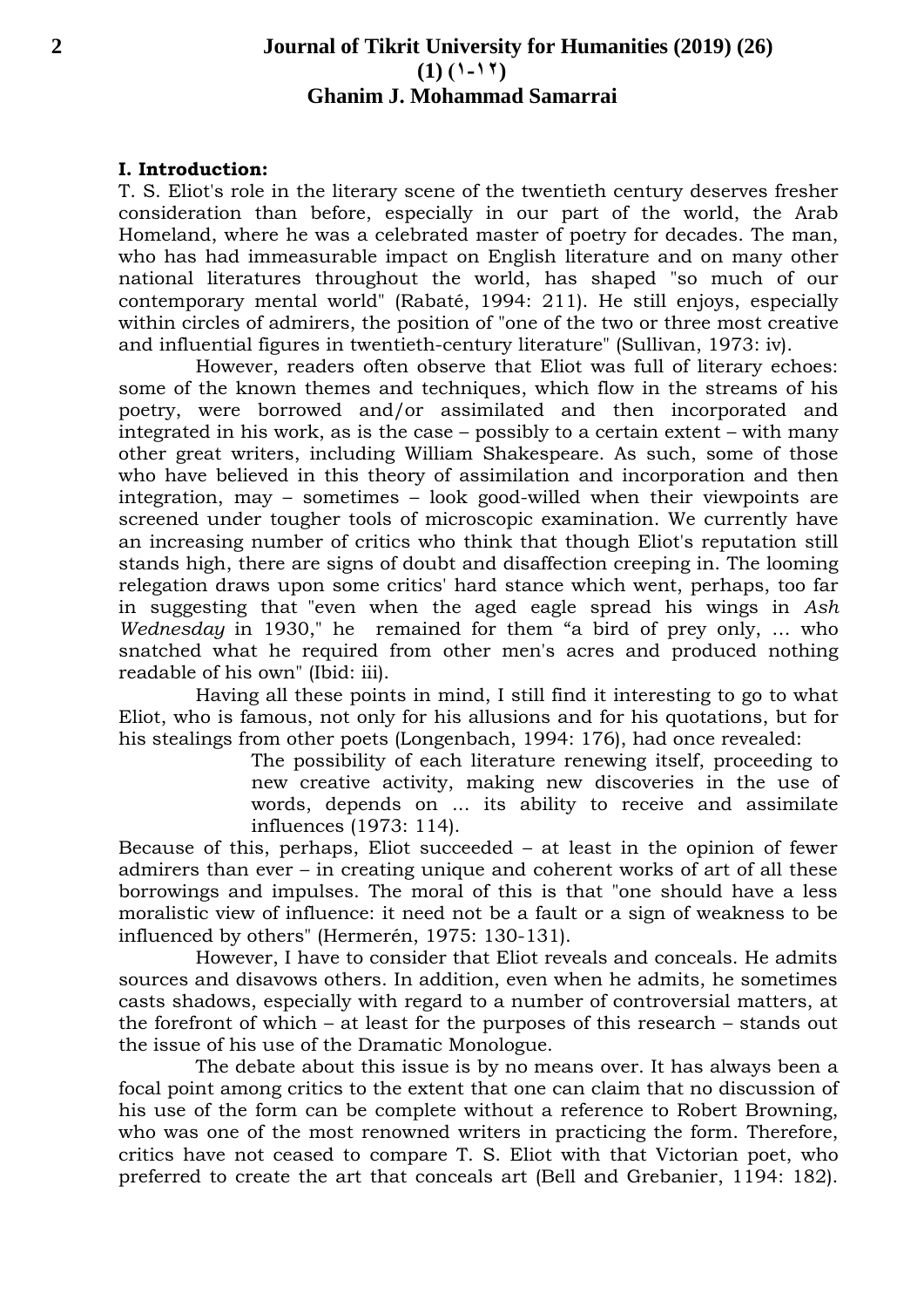**I. Introduction:**

T. S. Eliot's role in the literary scene of the twentieth century deserves fresher consideration than before, especially in our part of the world, the Arab Homeland, where he was a celebrated master of poetry for decades. The man, who has had immeasurable impact on English literature and on many other national literatures throughout the world, has shaped "so much of our contemporary mental world" (Rabaté, 1994: 211). He still enjoys, especially within circles of admirers, the position of "one of the two or three most creative and influential figures in twentieth-century literature" (Sullivan, 1973: iv).

However, readers often observe that Eliot was full of literary echoes: some of the known themes and techniques, which flow in the streams of his poetry, were borrowed and/or assimilated and then incorporated and integrated in his work, as is the case – possibly to a certain extent – with many other great writers, including William Shakespeare. As such, some of those who have believed in this theory of assimilation and incorporation and then integration, may – sometimes – look good-willed when their viewpoints are screened under tougher tools of microscopic examination. We currently have an increasing number of critics who think that though Eliot's reputation still stands high, there are signs of doubt and disaffection creeping in. The looming relegation draws upon some critics' hard stance which went, perhaps, too far in suggesting that "even when the aged eagle spread his wings in *Ash Wednesday* in 1930," he remained for them "a bird of prey only, … who snatched what he required from other men's acres and produced nothing readable of his own" (Ibid: iii).

Having all these points in mind, I still find it interesting to go to what Eliot, who is famous, not only for his allusions and for his quotations, but for his stealings from other poets (Longenbach, 1994: 176), had once revealed:

> The possibility of each literature renewing itself, proceeding to new creative activity, making new discoveries in the use of words, depends on … its ability to receive and assimilate influences (1973: 114).

Because of this, perhaps, Eliot succeeded – at least in the opinion of fewer admirers than ever – in creating unique and coherent works of art of all these borrowings and impulses. The moral of this is that "one should have a less moralistic view of influence: it need not be a fault or a sign of weakness to be influenced by others" (Hermerén, 1975: 130-131).

However, I have to consider that Eliot reveals and conceals. He admits sources and disavows others. In addition, even when he admits, he sometimes casts shadows, especially with regard to a number of controversial matters, at the forefront of which – at least for the purposes of this research – stands out the issue of his use of the Dramatic Monologue.

The debate about this issue is by no means over. It has always been a focal point among critics to the extent that one can claim that no discussion of his use of the form can be complete without a reference to Robert Browning, who was one of the most renowned writers in practicing the form. Therefore, critics have not ceased to compare T. S. Eliot with that Victorian poet, who preferred to create the art that conceals art (Bell and Grebanier, 1194: 182).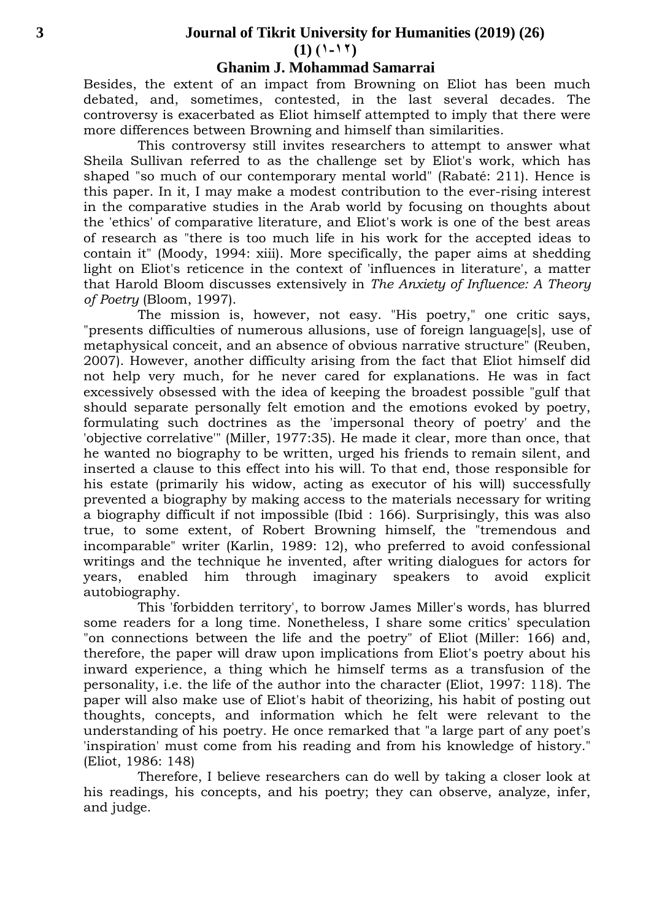Besides, the extent of an impact from Browning on Eliot has been much debated, and, sometimes, contested, in the last several decades. The controversy is exacerbated as Eliot himself attempted to imply that there were more differences between Browning and himself than similarities.

This controversy still invites researchers to attempt to answer what Sheila Sullivan referred to as the challenge set by Eliot's work, which has shaped "so much of our contemporary mental world" (Rabaté: 211). Hence is this paper. In it, I may make a modest contribution to the ever-rising interest in the comparative studies in the Arab world by focusing on thoughts about the 'ethics' of comparative literature, and Eliot's work is one of the best areas of research as "there is too much life in his work for the accepted ideas to contain it" (Moody, 1994: xiii). More specifically, the paper aims at shedding light on Eliot's reticence in the context of 'influences in literature', a matter that Harold Bloom discusses extensively in *The Anxiety of Influence: A Theory of Poetry* (Bloom, 1997).

The mission is, however, not easy. "His poetry," one critic says, "presents difficulties of numerous allusions, use of foreign language[s], use of metaphysical conceit, and an absence of obvious narrative structure" (Reuben, 2007). However, another difficulty arising from the fact that Eliot himself did not help very much, for he never cared for explanations. He was in fact excessively obsessed with the idea of keeping the broadest possible "gulf that should separate personally felt emotion and the emotions evoked by poetry, formulating such doctrines as the 'impersonal theory of poetry' and the 'objective correlative'" (Miller, 1977:35). He made it clear, more than once, that he wanted no biography to be written, urged his friends to remain silent, and inserted a clause to this effect into his will. To that end, those responsible for his estate (primarily his widow, acting as executor of his will) successfully prevented a biography by making access to the materials necessary for writing a biography difficult if not impossible (Ibid : 166). Surprisingly, this was also true, to some extent, of Robert Browning himself, the "tremendous and incomparable" writer (Karlin, 1989: 12), who preferred to avoid confessional writings and the technique he invented, after writing dialogues for actors for years, enabled him through imaginary speakers to avoid explicit autobiography.

This 'forbidden territory', to borrow James Miller's words, has blurred some readers for a long time. Nonetheless, I share some critics' speculation "on connections between the life and the poetry" of Eliot (Miller: 166) and, therefore, the paper will draw upon implications from Eliot's poetry about his inward experience, a thing which he himself terms as a transfusion of the personality, i.e. the life of the author into the character (Eliot, 1997: 118). The paper will also make use of Eliot's habit of theorizing, his habit of posting out thoughts, concepts, and information which he felt were relevant to the understanding of his poetry. He once remarked that "a large part of any poet's 'inspiration' must come from his reading and from his knowledge of history." (Eliot, 1986: 148)

Therefore, I believe researchers can do well by taking a closer look at his readings, his concepts, and his poetry; they can observe, analyze, infer, and judge.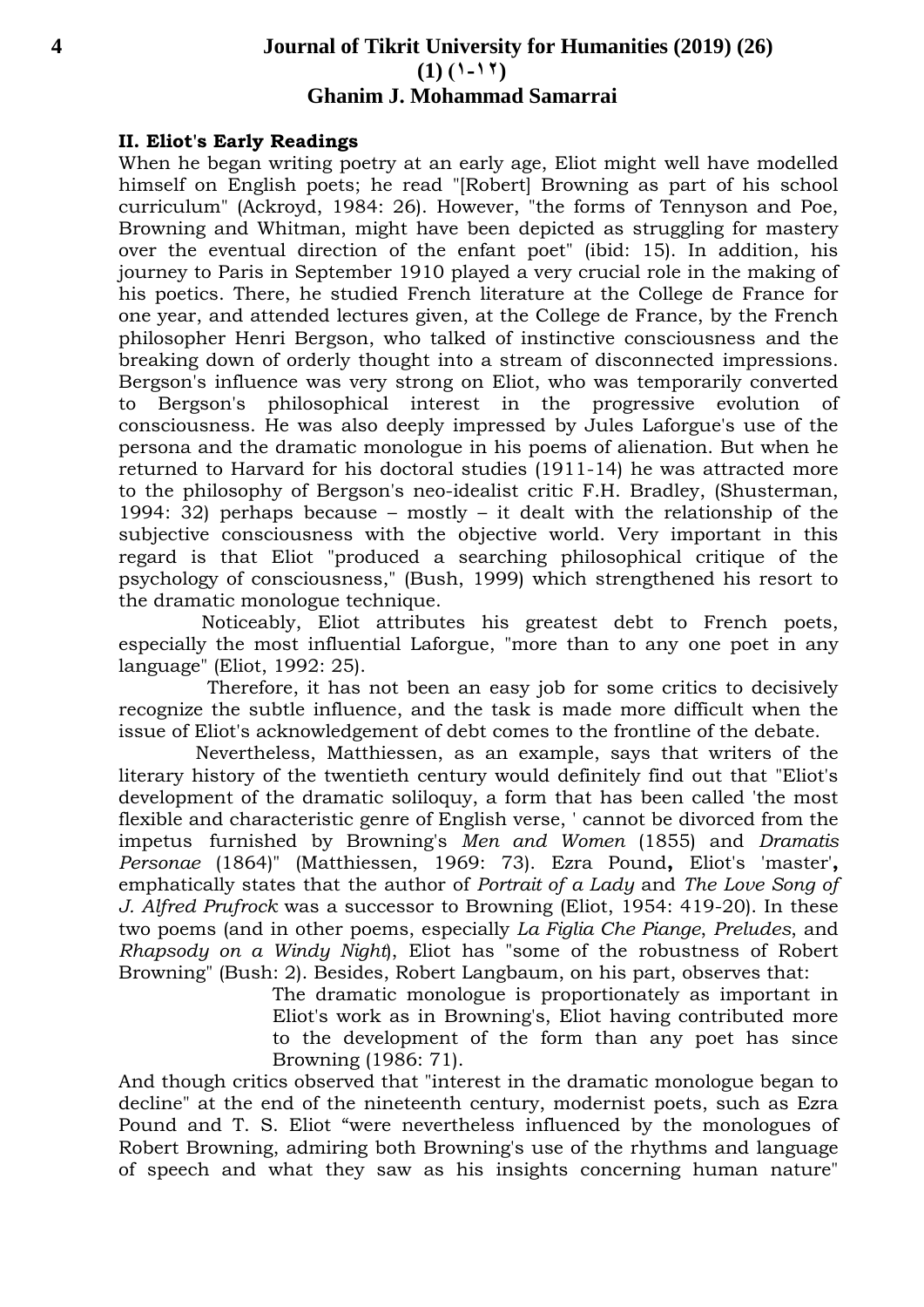**II. Eliot's Early Readings**

When he began writing poetry at an early age, Eliot might well have modelled himself on English poets; he read "[Robert] Browning as part of his school curriculum" (Ackroyd, 1984: 26). However, "the forms of Tennyson and Poe, Browning and Whitman, might have been depicted as struggling for mastery over the eventual direction of the enfant poet" (ibid: 15). In addition, his journey to Paris in September 1910 played a very crucial role in the making of his poetics. There, he studied French literature at the College de France for one year, and attended lectures given, at the College de France, by the French philosopher Henri Bergson, who talked of instinctive consciousness and the breaking down of orderly thought into a stream of disconnected impressions. Bergson's influence was very strong on Eliot, who was temporarily converted to Bergson's philosophical interest in the progressive evolution of consciousness. He was also deeply impressed by Jules Laforgue's use of the persona and the dramatic monologue in his poems of alienation. But when he returned to Harvard for his doctoral studies (1911-14) he was attracted more to the philosophy of Bergson's neo-idealist critic F.H. Bradley, (Shusterman, 1994: 32) perhaps because – mostly – it dealt with the relationship of the subjective consciousness with the objective world. Very important in this regard is that Eliot "produced a searching philosophical critique of the psychology of consciousness," (Bush, 1999) which strengthened his resort to the dramatic monologue technique.

Noticeably, Eliot attributes his greatest debt to French poets, especially the most influential Laforgue, "more than to any one poet in any language" (Eliot, 1992: 25).

Therefore, it has not been an easy job for some critics to decisively recognize the subtle influence, and the task is made more difficult when the issue of Eliot's acknowledgement of debt comes to the frontline of the debate.

Nevertheless, Matthiessen, as an example, says that writers of the literary history of the twentieth century would definitely find out that "Eliot's development of the dramatic soliloquy, a form that has been called 'the most flexible and characteristic genre of English verse, ' cannot be divorced from the impetus furnished by Browning's *Men and Women* (1855) and *Dramatis Personae* (1864)" (Matthiessen, 1969: 73). Ezra Pound**,** Eliot's 'master'**,** emphatically states that the author of *Portrait of a Lady* and *The Love Song of J. Alfred Prufrock* was a successor to Browning (Eliot, 1954: 419-20). In these two poems (and in other poems, especially *La Figlia Che Piange*, *Preludes*, and *Rhapsody on a Windy Night*), Eliot has "some of the robustness of Robert Browning" (Bush: 2). Besides, Robert Langbaum, on his part, observes that:

> The dramatic monologue is proportionately as important in Eliot's work as in Browning's, Eliot having contributed more to the development of the form than any poet has since Browning (1986: 71).

And though critics observed that "interest in the dramatic monologue began to decline" at the end of the nineteenth century, modernist poets, such as Ezra Pound and T. S. Eliot "were nevertheless influenced by the monologues of Robert Browning, admiring both Browning's use of the rhythms and language of speech and what they saw as his insights concerning human nature"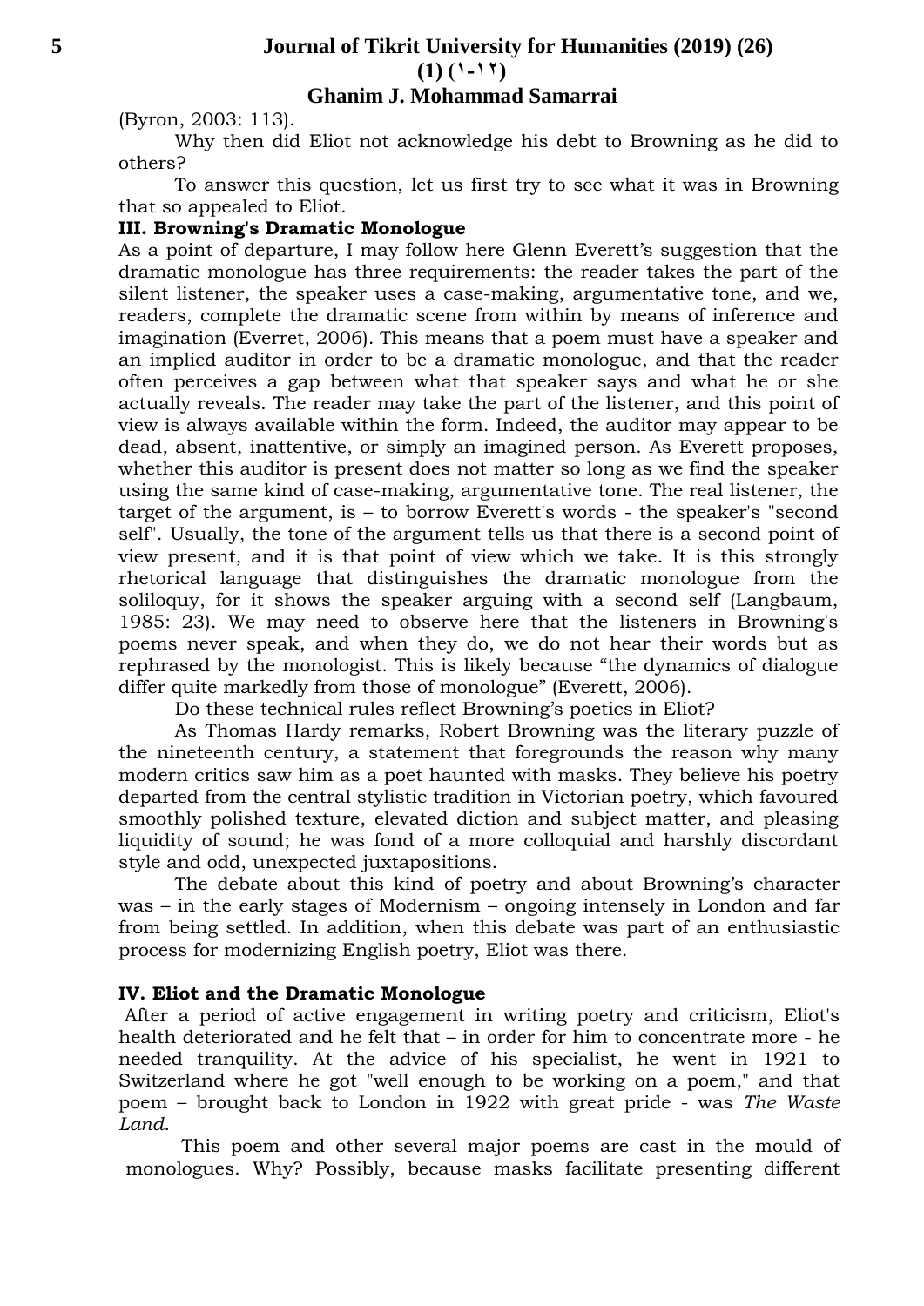(Byron, 2003: 113).

Why then did Eliot not acknowledge his debt to Browning as he did to others?

To answer this question, let us first try to see what it was in Browning that so appealed to Eliot.

### III. Browning's Dramatic Monologue

As a point of departure, I may follow here Glenn Everett's suggestion that the dramatic monologue has three requirements: the reader takes the part of the silent listener, the speaker uses a case-making, argumentative tone, and we, readers, complete the dramatic scene from within by means of inference and imagination (Everret, 2006). This means that a poem must have a speaker and an implied auditor in order to be a dramatic monologue, and that the reader often perceives a gap between what that speaker says and what he or she actually reveals. The reader may take the part of the listener, and this point of view is always available within the form. Indeed, the auditor may appear to be dead, absent, inattentive, or simply an imagined person. As Everett proposes, whether this auditor is present does not matter so long as we find the speaker using the same kind of case-making, argumentative tone. The real listener, the target of the argument, is – to borrow Everett's words - the speaker's "second self". Usually, the tone of the argument tells us that there is a second point of view present, and it is that point of view which we take. It is this strongly rhetorical language that distinguishes the dramatic monologue from the soliloquy, for it shows the speaker arguing with a second self (Langbaum, 1985: 23). We may need to observe here that the listeners in Browning's poems never speak, and when they do, we do not hear their words but as rephrased by the monologist. This is likely because "the dynamics of dialogue differ quite markedly from those of monologue" (Everett, 2006).

Do these technical rules reflect Browning's poetics in Eliot?

As Thomas Hardy remarks, Robert Browning was the literary puzzle of the nineteenth century, a statement that foregrounds the reason why many modern critics saw him as a poet haunted with masks. They believe his poetry departed from the central stylistic tradition in Victorian poetry, which favoured smoothly polished texture, elevated diction and subject matter, and pleasing liquidity of sound; he was fond of a more colloquial and harshly discordant style and odd, unexpected juxtapositions.

The debate about this kind of poetry and about Browning's character was – in the early stages of Modernism – ongoing intensely in London and far from being settled. In addition, when this debate was part of an enthusiastic process for modernizing English poetry, Eliot was there.

### IV. Eliot and the Dramatic Monologue

After a period of active engagement in writing poetry and criticism, Eliot's health deteriorated and he felt that – in order for him to concentrate more - he needed tranquility. At the advice of his specialist, he went in 1921 to Switzerland where he got "well enough to be working on a poem," and that poem – brought back to London in 1922 with great pride - was *The Waste Land*.

This poem and other several major poems are cast in the mould of monologues. Why? Possibly, because masks facilitate presenting different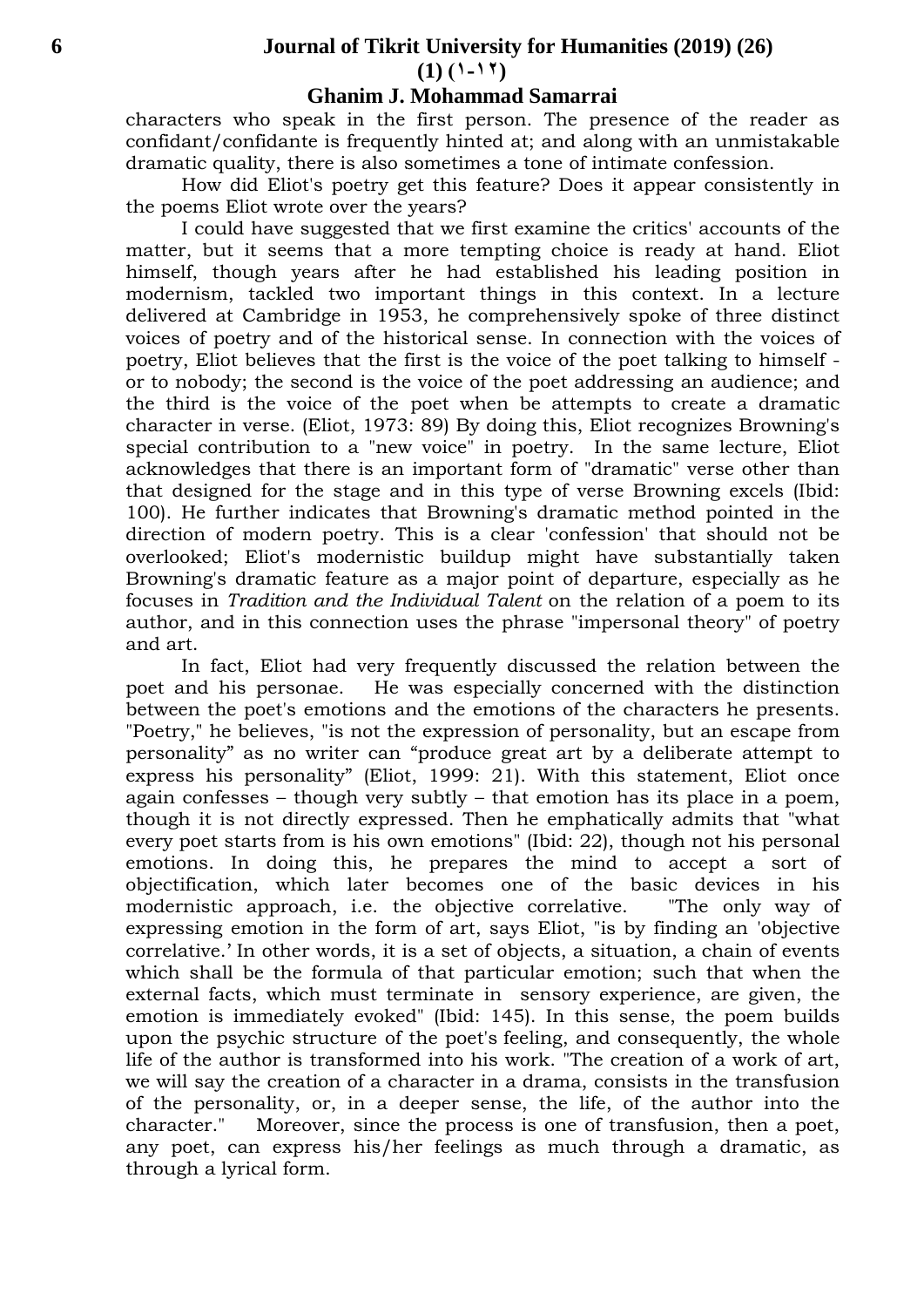characters who speak in the first person. The presence of the reader as confidant/confidante is frequently hinted at; and along with an unmistakable dramatic quality, there is also sometimes a tone of intimate confession.

How did Eliot's poetry get this feature? Does it appear consistently in the poems Eliot wrote over the years?

I could have suggested that we first examine the critics' accounts of the matter, but it seems that a more tempting choice is ready at hand. Eliot himself, though years after he had established his leading position in modernism, tackled two important things in this context. In a lecture delivered at Cambridge in 1953, he comprehensively spoke of three distinct voices of poetry and of the historical sense. In connection with the voices of poetry, Eliot believes that the first is the voice of the poet talking to himself - or to nobody; the second is the voice of the poet addressing an audience; and the third is the voice of the poet when be attempts to create a dramatic character in verse. (Eliot, 1973: 89) By doing this, Eliot recognizes Browning's special contribution to a "new voice" in poetry. In the same lecture, Eliot acknowledges that there is an important form of "dramatic" verse other than that designed for the stage and in this type of verse Browning excels (Ibid: 100). He further indicates that Browning's dramatic method pointed in the direction of modern poetry. This is a clear 'confession' that should not be overlooked; Eliot's modernistic buildup might have substantially taken Browning's dramatic feature as a major point of departure, especially as he focuses in *Tradition and the Individual Talent* on the relation of a poem to its author, and in this connection uses the phrase "impersonal theory" of poetry and art.

In fact, Eliot had very frequently discussed the relation between the poet and his personae. He was especially concerned with the distinction between the poet's emotions and the emotions of the characters he presents. "Poetry," he believes, "is not the expression of personality, but an escape from personality" as no writer can "produce great art by a deliberate attempt to express his personality" (Eliot, 1999: 21). With this statement, Eliot once again confesses – though very subtly – that emotion has its place in a poem, though it is not directly expressed. Then he emphatically admits that "what every poet starts from is his own emotions" (Ibid: 22), though not his personal emotions. In doing this, he prepares the mind to accept a sort of objectification, which later becomes one of the basic devices in his modernistic approach, i.e. the objective correlative. "The only way of expressing emotion in the form of art, says Eliot, "is by finding an 'objective correlative.' In other words, it is a set of objects, a situation, a chain of events which shall be the formula of that particular emotion; such that when the external facts, which must terminate in sensory experience, are given, the emotion is immediately evoked" (Ibid: 145). In this sense, the poem builds upon the psychic structure of the poet's feeling, and consequently, the whole life of the author is transformed into his work. "The creation of a work of art, we will say the creation of a character in a drama, consists in the transfusion of the personality, or, in a deeper sense, the life, of the author into the character." Moreover, since the process is one of transfusion, then a poet, any poet, can express his/her feelings as much through a dramatic, as through a lyrical form.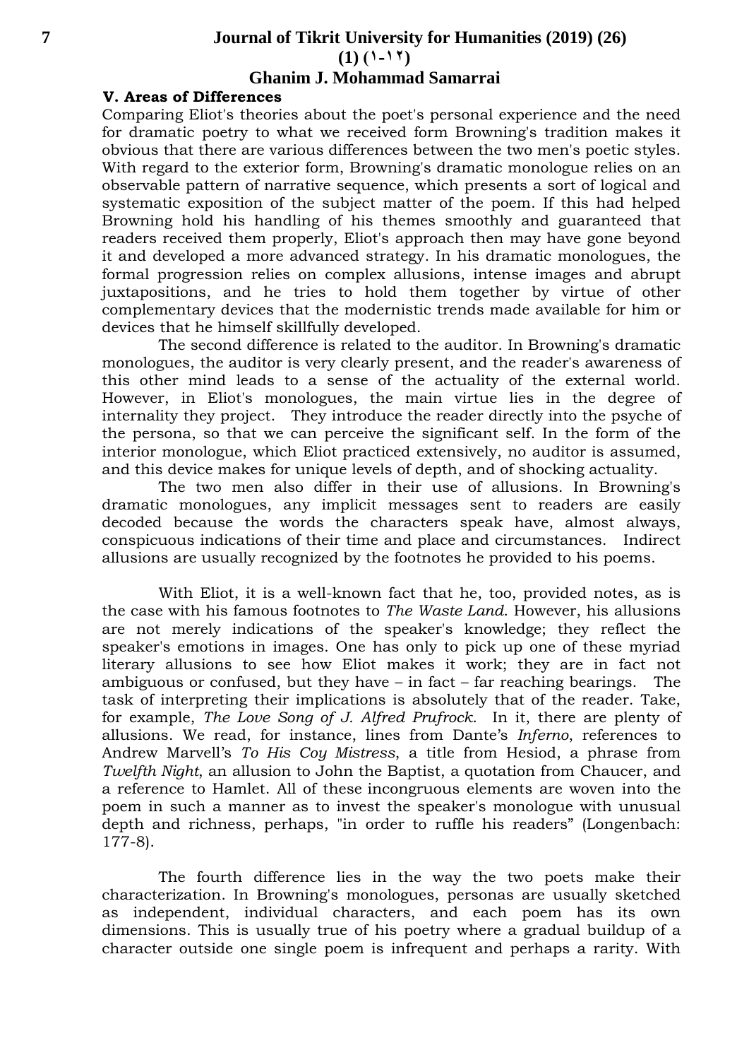### V. Areas of Differences

Comparing Eliot's theories about the poet's personal experience and the need for dramatic poetry to what we received form Browning's tradition makes it obvious that there are various differences between the two men's poetic styles. With regard to the exterior form, Browning's dramatic monologue relies on an observable pattern of narrative sequence, which presents a sort of logical and systematic exposition of the subject matter of the poem. If this had helped Browning hold his handling of his themes smoothly and guaranteed that readers received them properly, Eliot's approach then may have gone beyond it and developed a more advanced strategy. In his dramatic monologues, the formal progression relies on complex allusions, intense images and abrupt juxtapositions, and he tries to hold them together by virtue of other complementary devices that the modernistic trends made available for him or devices that he himself skillfully developed.

The second difference is related to the auditor. In Browning's dramatic monologues, the auditor is very clearly present, and the reader's awareness of this other mind leads to a sense of the actuality of the external world. However, in Eliot's monologues, the main virtue lies in the degree of internality they project. They introduce the reader directly into the psyche of the persona, so that we can perceive the significant self. In the form of the interior monologue, which Eliot practiced extensively, no auditor is assumed, and this device makes for unique levels of depth, and of shocking actuality.

The two men also differ in their use of allusions. In Browning's dramatic monologues, any implicit messages sent to readers are easily decoded because the words the characters speak have, almost always, conspicuous indications of their time and place and circumstances. Indirect allusions are usually recognized by the footnotes he provided to his poems.

With Eliot, it is a well-known fact that he, too, provided notes, as is the case with his famous footnotes to *The Waste Land*. However, his allusions are not merely indications of the speaker's knowledge; they reflect the speaker's emotions in images. One has only to pick up one of these myriad literary allusions to see how Eliot makes it work; they are in fact not ambiguous or confused, but they have – in fact – far reaching bearings. The task of interpreting their implications is absolutely that of the reader. Take, for example, *The Love Song of J. Alfred Prufrock*. In it, there are plenty of allusions. We read, for instance, lines from Dante's *Inferno*, references to Andrew Marvell's *To His Coy Mistress*, a title from Hesiod, a phrase from *Twelfth Night*, an allusion to John the Baptist, a quotation from Chaucer, and a reference to Hamlet. All of these incongruous elements are woven into the poem in such a manner as to invest the speaker's monologue with unusual depth and richness, perhaps, "in order to ruffle his readers" (Longenbach: 177-8).

The fourth difference lies in the way the two poets make their characterization. In Browning's monologues, personas are usually sketched as independent, individual characters, and each poem has its own dimensions. This is usually true of his poetry where a gradual buildup of a character outside one single poem is infrequent and perhaps a rarity. With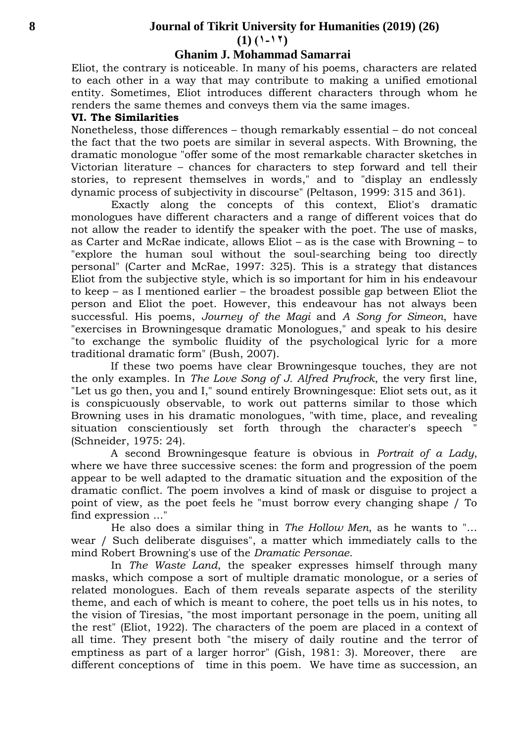Eliot, the contrary is noticeable. In many of his poems, characters are related to each other in a way that may contribute to making a unified emotional entity. Sometimes, Eliot introduces different characters through whom he renders the same themes and conveys them via the same images.

**VI. The Similarities**

Nonetheless, those differences – though remarkably essential – do not conceal the fact that the two poets are similar in several aspects. With Browning, the dramatic monologue "offer some of the most remarkable character sketches in Victorian literature – chances for characters to step forward and tell their stories, to represent themselves in words," and to "display an endlessly dynamic process of subjectivity in discourse" (Peltason, 1999: 315 and 361).

Exactly along the concepts of this context, Eliot's dramatic monologues have different characters and a range of different voices that do not allow the reader to identify the speaker with the poet. The use of masks, as Carter and McRae indicate, allows Eliot – as is the case with Browning – to "explore the human soul without the soul-searching being too directly personal" (Carter and McRae, 1997: 325). This is a strategy that distances Eliot from the subjective style, which is so important for him in his endeavour to keep – as I mentioned earlier – the broadest possible gap between Eliot the person and Eliot the poet. However, this endeavour has not always been successful. His poems, *Journey of the Magi* and *A Song for Simeon*, have "exercises in Browningesque dramatic Monologues," and speak to his desire "to exchange the symbolic fluidity of the psychological lyric for a more traditional dramatic form" (Bush, 2007).

If these two poems have clear Browningesque touches, they are not the only examples. In *The Love Song of J. Alfred Prufrock*, the very first line, "Let us go then, you and I," sound entirely Browningesque: Eliot sets out, as it is conspicuously observable, to work out patterns similar to those which Browning uses in his dramatic monologues, "with time, place, and revealing situation conscientiously set forth through the character's speech " (Schneider, 1975: 24).

A second Browningesque feature is obvious in *Portrait of a Lady*, where we have three successive scenes: the form and progression of the poem appear to be well adapted to the dramatic situation and the exposition of the dramatic conflict. The poem involves a kind of mask or disguise to project a point of view, as the poet feels he "must borrow every changing shape / To find expression ..."

He also does a similar thing in *The Hollow Men*, as he wants to "... wear / Such deliberate disguises", a matter which immediately calls to the mind Robert Browning's use of the *Dramatic Personae*.

In *The Waste Land*, the speaker expresses himself through many masks, which compose a sort of multiple dramatic monologue, or a series of related monologues. Each of them reveals separate aspects of the sterility theme, and each of which is meant to cohere, the poet tells us in his notes, to the vision of Tiresias, "the most important personage in the poem, uniting all the rest" (Eliot, 1922). The characters of the poem are placed in a context of all time. They present both "the misery of daily routine and the terror of emptiness as part of a larger horror" (Gish, 1981: 3). Moreover, there are different conceptions of time in this poem. We have time as succession, an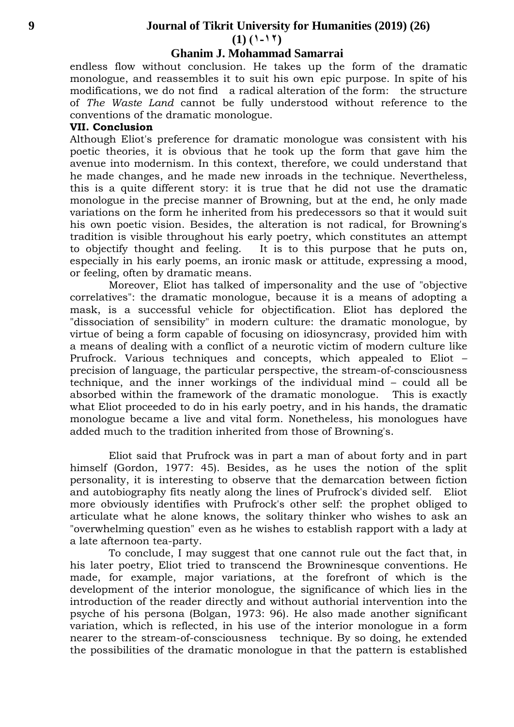endless flow without conclusion. He takes up the form of the dramatic monologue, and reassembles it to suit his own epic purpose. In spite of his modifications, we do not find a radical alteration of the form: the structure of *The Waste Land* cannot be fully understood without reference to the conventions of the dramatic monologue.

**VII. Conclusion**

Although Eliot's preference for dramatic monologue was consistent with his poetic theories, it is obvious that he took up the form that gave him the avenue into modernism. In this context, therefore, we could understand that he made changes, and he made new inroads in the technique. Nevertheless, this is a quite different story: it is true that he did not use the dramatic monologue in the precise manner of Browning, but at the end, he only made variations on the form he inherited from his predecessors so that it would suit his own poetic vision. Besides, the alteration is not radical, for Browning's tradition is visible throughout his early poetry, which constitutes an attempt to objectify thought and feeling. It is to this purpose that he puts on, especially in his early poems, an ironic mask or attitude, expressing a mood, or feeling, often by dramatic means.

Moreover, Eliot has talked of impersonality and the use of "objective correlatives": the dramatic monologue, because it is a means of adopting a mask, is a successful vehicle for objectification. Eliot has deplored the "dissociation of sensibility" in modern culture: the dramatic monologue, by virtue of being a form capable of focusing on idiosyncrasy, provided him with a means of dealing with a conflict of a neurotic victim of modern culture like Prufrock. Various techniques and concepts, which appealed to Eliot – precision of language, the particular perspective, the stream-of-consciousness technique, and the inner workings of the individual mind – could all be absorbed within the framework of the dramatic monologue. This is exactly what Eliot proceeded to do in his early poetry, and in his hands, the dramatic monologue became a live and vital form. Nonetheless, his monologues have added much to the tradition inherited from those of Browning's.

Eliot said that Prufrock was in part a man of about forty and in part himself (Gordon, 1977: 45). Besides, as he uses the notion of the split personality, it is interesting to observe that the demarcation between fiction and autobiography fits neatly along the lines of Prufrock's divided self. Eliot more obviously identifies with Prufrock's other self: the prophet obliged to articulate what he alone knows, the solitary thinker who wishes to ask an "overwhelming question" even as he wishes to establish rapport with a lady at a late afternoon tea-party.

To conclude, I may suggest that one cannot rule out the fact that, in his later poetry, Eliot tried to transcend the Browninesque conventions. He made, for example, major variations, at the forefront of which is the development of the interior monologue, the significance of which lies in the introduction of the reader directly and without authorial intervention into the psyche of his persona (Bolgan, 1973: 96). He also made another significant variation, which is reflected, in his use of the interior monologue in a form nearer to the stream-of-consciousness technique. By so doing, he extended the possibilities of the dramatic monologue in that the pattern is established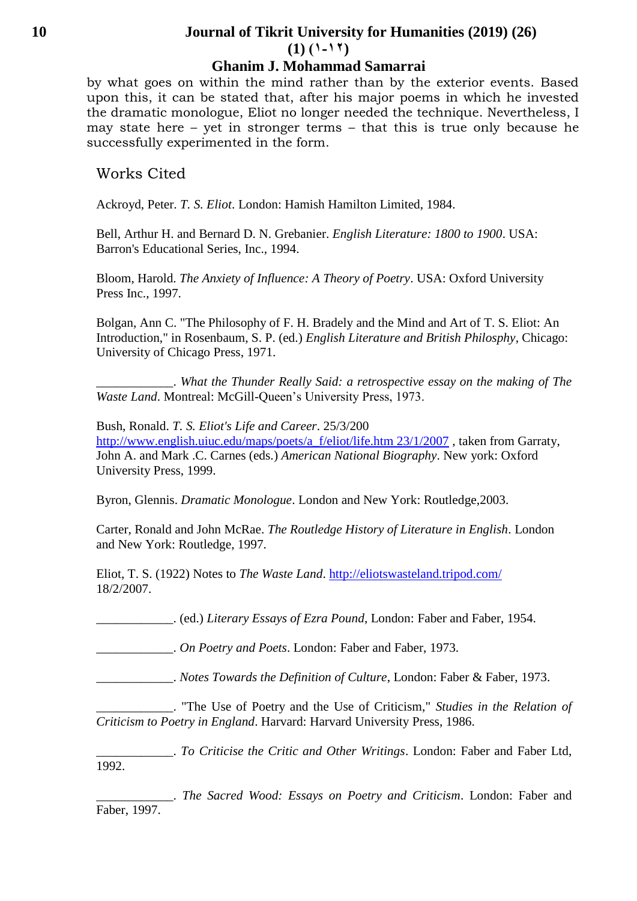by what goes on within the mind rather than by the exterior events. Based upon this, it can be stated that, after his major poems in which he invested the dramatic monologue, Eliot no longer needed the technique. Nevertheless, I may state here – yet in stronger terms – that this is true only because he successfully experimented in the form.

## Works Cited

Ackroyd, Peter. *T. S. Eliot*. London: Hamish Hamilton Limited, 1984.

Bell, Arthur H. and Bernard D. N. Grebanier. *English Literature: 1800 to 1900*. USA: Barron's Educational Series, Inc., 1994.

Bloom, Harold. *The Anxiety of Influence: A Theory of Poetry*. USA: Oxford University Press Inc., 1997.

Bolgan, Ann C. "The Philosophy of F. H. Bradely and the Mind and Art of T. S. Eliot: An Introduction," in Rosenbaum, S. P. (ed.) *English Literature and British Philosphy*, Chicago: University of Chicago Press, 1971.

____________. *What the Thunder Really Said: a retrospective essay on the making of The Waste Land*. Montreal: McGill-Queen's University Press, 1973.

Bush, Ronald. *T. S. Eliot's Life and Career*. 25/3/200 http://www.english.uiuc.edu/maps/poets/a_f/eliot/life.htm 23/1/2007 , taken from Garraty, John A. and Mark .C. Carnes (eds.) *American National Biography*. New york: Oxford University Press, 1999.

Byron, Glennis. *Dramatic Monologue*. London and New York: Routledge,2003.

Carter, Ronald and John McRae. *The Routledge History of Literature in English*. London and New York: Routledge, 1997.

Eliot, T. S. (1922) Notes to *The Waste Land*. http://eliotswasteland.tripod.com/ 18/2/2007.

____________. (ed.) *Literary Essays of Ezra Pound*, London: Faber and Faber, 1954.

____________. *On Poetry and Poets*. London: Faber and Faber, 1973.

____________. *Notes Towards the Definition of Culture*, London: Faber & Faber, 1973.

____________. "The Use of Poetry and the Use of Criticism," *Studies in the Relation of Criticism to Poetry in England*. Harvard: Harvard University Press, 1986.

____________. *To Criticise the Critic and Other Writings*. London: Faber and Faber Ltd, 1992.

____________. *The Sacred Wood: Essays on Poetry and Criticism*. London: Faber and Faber, 1997.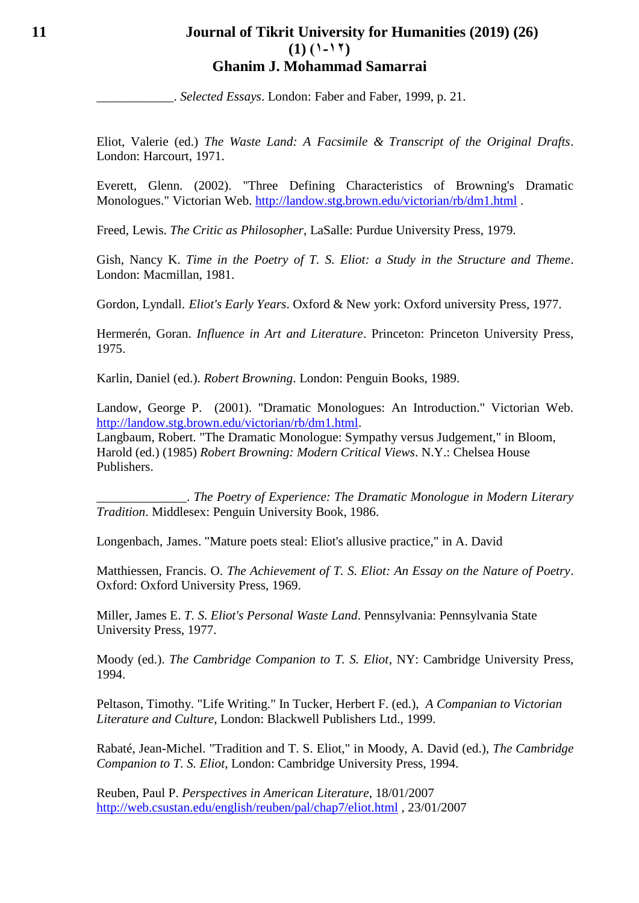\_\_\_\_\_\_\_\_\_\_\_\_. *Selected Essays*. London: Faber and Faber, 1999, p. 21.

Eliot, Valerie (ed.) *The Waste Land: A Facsimile & Transcript of the Original Drafts*. London: Harcourt, 1971.

Everett, Glenn. (2002). "Three Defining Characteristics of Browning's Dramatic Monologues." Victorian Web. http://landow.stg.brown.edu/victorian/rb/dm1.html .

Freed, Lewis. *The Critic as Philosopher*, LaSalle: Purdue University Press, 1979.

Gish, Nancy K. *Time in the Poetry of T. S. Eliot: a Study in the Structure and Theme*. London: Macmillan, 1981.

Gordon, Lyndall. *Eliot's Early Years*. Oxford & New york: Oxford university Press, 1977.

Hermerén, Goran. *Influence in Art and Literature*. Princeton: Princeton University Press, 1975.

Karlin, Daniel (ed.). *Robert Browning*. London: Penguin Books, 1989.

Landow, George P. (2001). "Dramatic Monologues: An Introduction." Victorian Web. http://landow.stg.brown.edu/victorian/rb/dm1.html.
Langbaum, Robert. "The Dramatic Monologue: Sympathy versus Judgement," in Bloom, Harold (ed.) (1985) *Robert Browning: Modern Critical Views*. N.Y.: Chelsea House Publishers.

\_\_\_\_\_\_\_\_\_\_\_\_\_\_. *The Poetry of Experience: The Dramatic Monologue in Modern Literary Tradition*. Middlesex: Penguin University Book, 1986.

Longenbach, James. "Mature poets steal: Eliot's allusive practice," in A. David

Matthiessen, Francis. O. *The Achievement of T. S. Eliot: An Essay on the Nature of Poetry*. Oxford: Oxford University Press, 1969.

Miller, James E. *T. S. Eliot's Personal Waste Land*. Pennsylvania: Pennsylvania State University Press, 1977.

Moody (ed.). *The Cambridge Companion to T. S. Eliot*, NY: Cambridge University Press, 1994.

Peltason, Timothy. "Life Writing." In Tucker, Herbert F. (ed.), *A Companion to Victorian Literature and Culture*, London: Blackwell Publishers Ltd., 1999.

Rabaté, Jean-Michel. "Tradition and T. S. Eliot," in Moody, A. David (ed.), *The Cambridge Companion to T. S. Eliot*, London: Cambridge University Press, 1994.

Reuben, Paul P. *Perspectives in American Literature*, 18/01/2007 http://web.csustan.edu/english/reuben/pal/chap7/eliot.html , 23/01/2007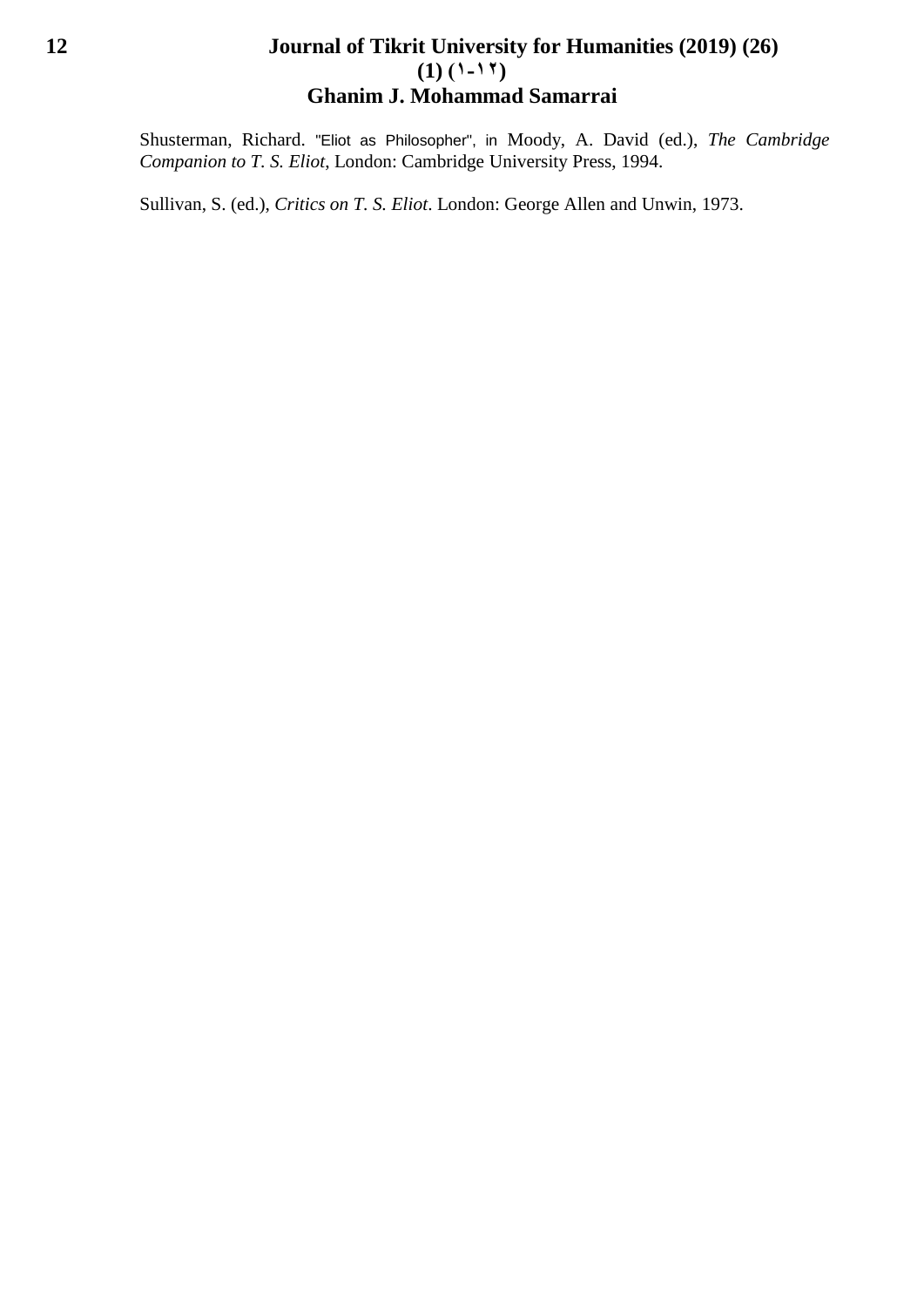Shusterman, Richard. "Eliot as Philosopher", in Moody, A. David (ed.), *The Cambridge Companion to T. S. Eliot*, London: Cambridge University Press, 1994.

Sullivan, S. (ed.), *Critics on T. S. Eliot*. London: George Allen and Unwin, 1973.